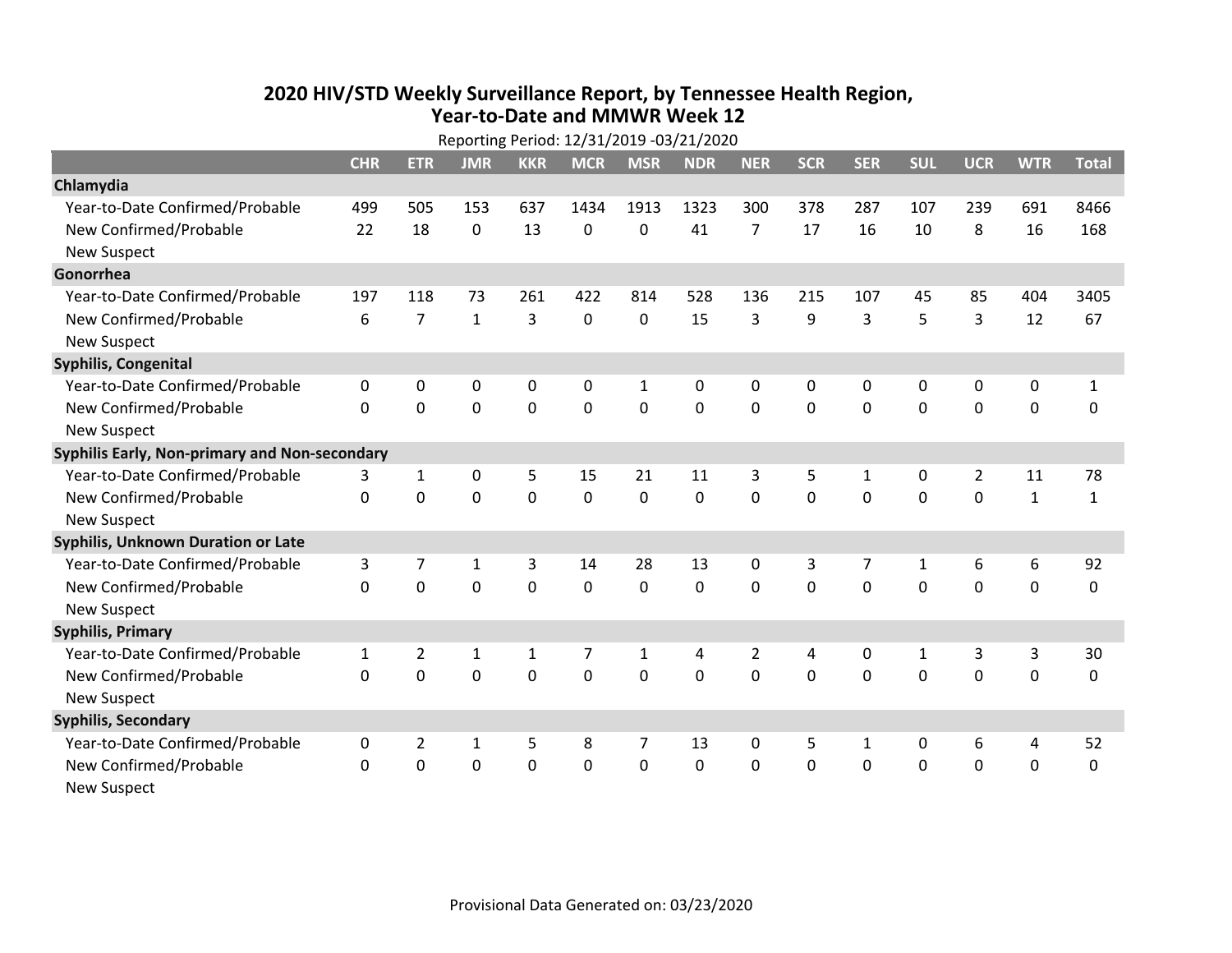# 2020 HIV/STD Weekly Surveillance Report, by Tennessee Health Region, Year-to-Date and MMWR Week 12

Reporting Period: 12/31/2019 -03/21/2020

| | CHR | ETR | JMR | KKR | MCR | MSR | NDR | NER | SCR | SER | SUL | UCR | WTR | Total |
|---|---|---|---|---|---|---|---|---|---|---|---|---|---|---|
| **Chlamydia** | | | | | | | | | | | | | | |
| Year-to-Date Confirmed/Probable | 499 | 505 | 153 | 637 | 1434 | 1913 | 1323 | 300 | 378 | 287 | 107 | 239 | 691 | 8466 |
| New Confirmed/Probable | 22 | 18 | 0 | 13 | 0 | 0 | 41 | 7 | 17 | 16 | 10 | 8 | 16 | 168 |
| New Suspect | | | | | | | | | | | | | | |
| **Gonorrhea** | | | | | | | | | | | | | | |
| Year-to-Date Confirmed/Probable | 197 | 118 | 73 | 261 | 422 | 814 | 528 | 136 | 215 | 107 | 45 | 85 | 404 | 3405 |
| New Confirmed/Probable | 6 | 7 | 1 | 3 | 0 | 0 | 15 | 3 | 9 | 3 | 5 | 3 | 12 | 67 |
| New Suspect | | | | | | | | | | | | | | |
| **Syphilis, Congenital** | | | | | | | | | | | | | | |
| Year-to-Date Confirmed/Probable | 0 | 0 | 0 | 0 | 0 | 1 | 0 | 0 | 0 | 0 | 0 | 0 | 0 | 1 |
| New Confirmed/Probable | 0 | 0 | 0 | 0 | 0 | 0 | 0 | 0 | 0 | 0 | 0 | 0 | 0 | 0 |
| New Suspect | | | | | | | | | | | | | | |
| **Syphilis Early, Non-primary and Non-secondary** | | | | | | | | | | | | | | |
| Year-to-Date Confirmed/Probable | 3 | 1 | 0 | 5 | 15 | 21 | 11 | 3 | 5 | 1 | 0 | 2 | 11 | 78 |
| New Confirmed/Probable | 0 | 0 | 0 | 0 | 0 | 0 | 0 | 0 | 0 | 0 | 0 | 0 | 1 | 1 |
| New Suspect | | | | | | | | | | | | | | |
| **Syphilis, Unknown Duration or Late** | | | | | | | | | | | | | | |
| Year-to-Date Confirmed/Probable | 3 | 7 | 1 | 3 | 14 | 28 | 13 | 0 | 3 | 7 | 1 | 6 | 6 | 92 |
| New Confirmed/Probable | 0 | 0 | 0 | 0 | 0 | 0 | 0 | 0 | 0 | 0 | 0 | 0 | 0 | 0 |
| New Suspect | | | | | | | | | | | | | | |
| **Syphilis, Primary** | | | | | | | | | | | | | | |
| Year-to-Date Confirmed/Probable | 1 | 2 | 1 | 1 | 7 | 1 | 4 | 2 | 4 | 0 | 1 | 3 | 3 | 30 |
| New Confirmed/Probable | 0 | 0 | 0 | 0 | 0 | 0 | 0 | 0 | 0 | 0 | 0 | 0 | 0 | 0 |
| New Suspect | | | | | | | | | | | | | | |
| **Syphilis, Secondary** | | | | | | | | | | | | | | |
| Year-to-Date Confirmed/Probable | 0 | 2 | 1 | 5 | 8 | 7 | 13 | 0 | 5 | 1 | 0 | 6 | 4 | 52 |
| New Confirmed/Probable | 0 | 0 | 0 | 0 | 0 | 0 | 0 | 0 | 0 | 0 | 0 | 0 | 0 | 0 |
| New Suspect | | | | | | | | | | | | | | |

Provisional Data Generated on: 03/23/2020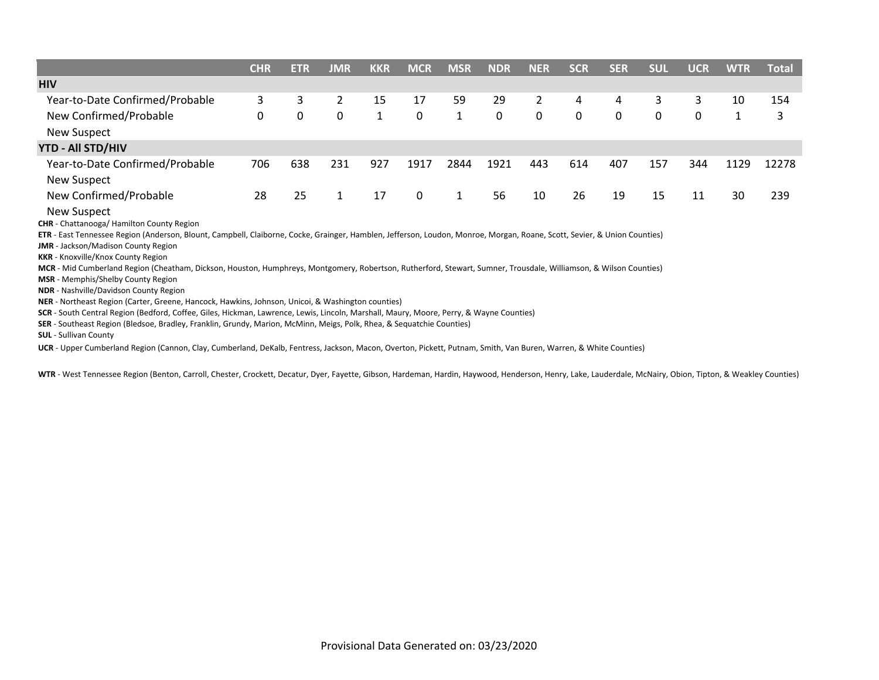| | CHR | ETR | JMR | KKR | MCR | MSR | NDR | NER | SCR | SER | SUL | UCR | WTR | Total |
|---|---|---|---|---|---|---|---|---|---|---|---|---|---|---|
| **HIV** | | | | | | | | | | | | | | |
| Year-to-Date Confirmed/Probable | 3 | 3 | 2 | 15 | 17 | 59 | 29 | 2 | 4 | 4 | 3 | 3 | 10 | 154 |
| New Confirmed/Probable | 0 | 0 | 0 | 1 | 0 | 1 | 0 | 0 | 0 | 0 | 0 | 0 | 1 | 3 |
| New Suspect | | | | | | | | | | | | | | |
| **YTD - All STD/HIV** | | | | | | | | | | | | | | |
| Year-to-Date Confirmed/Probable | 706 | 638 | 231 | 927 | 1917 | 2844 | 1921 | 443 | 614 | 407 | 157 | 344 | 1129 | 12278 |
| New Suspect | | | | | | | | | | | | | | |
| New Confirmed/Probable | 28 | 25 | 1 | 17 | 0 | 1 | 56 | 10 | 26 | 19 | 15 | 11 | 30 | 239 |
| New Suspect | | | | | | | | | | | | | | |

**CHR** - Chattanooga/ Hamilton County Region

**ETR** - East Tennessee Region (Anderson, Blount, Campbell, Claiborne, Cocke, Grainger, Hamblen, Jefferson, Loudon, Monroe, Morgan, Roane, Scott, Sevier, & Union Counties)

**JMR** - Jackson/Madison County Region

**KKR** - Knoxville/Knox County Region

**MCR** - Mid Cumberland Region (Cheatham, Dickson, Houston, Humphreys, Montgomery, Robertson, Rutherford, Stewart, Sumner, Trousdale, Williamson, & Wilson Counties)

**MSR** - Memphis/Shelby County Region

**NDR** - Nashville/Davidson County Region

**NER** - Northeast Region (Carter, Greene, Hancock, Hawkins, Johnson, Unicoi, & Washington counties)

**SCR** - South Central Region (Bedford, Coffee, Giles, Hickman, Lawrence, Lewis, Lincoln, Marshall, Maury, Moore, Perry, & Wayne Counties)

**SER** - Southeast Region (Bledsoe, Bradley, Franklin, Grundy, Marion, McMinn, Meigs, Polk, Rhea, & Sequatchie Counties)

**SUL** - Sullivan County

**UCR** - Upper Cumberland Region (Cannon, Clay, Cumberland, DeKalb, Fentress, Jackson, Macon, Overton, Pickett, Putnam, Smith, Van Buren, Warren, & White Counties)

**WTR** - West Tennessee Region (Benton, Carroll, Chester, Crockett, Decatur, Dyer, Fayette, Gibson, Hardeman, Hardin, Haywood, Henderson, Henry, Lake, Lauderdale, McNairy, Obion, Tipton, & Weakley Counties)

Provisional Data Generated on: 03/23/2020